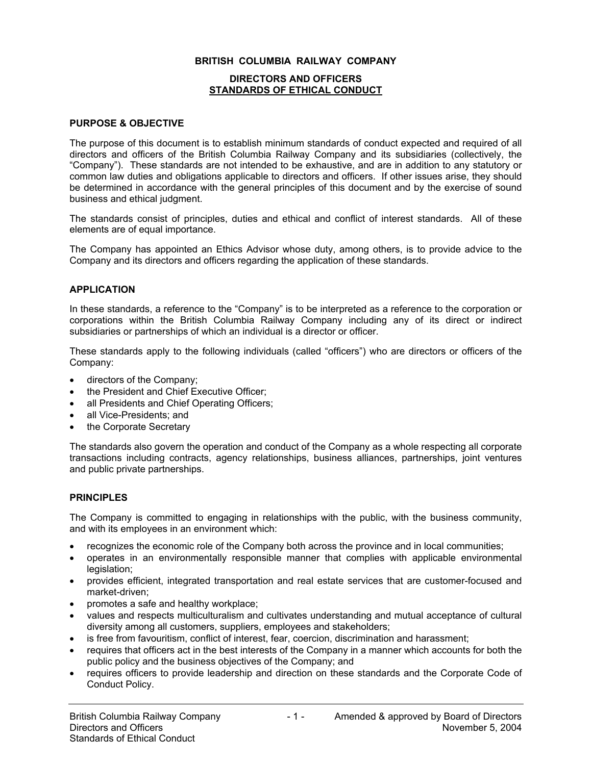# BRITISH COLUMBIA RAILWAY COMPANY

## DIRECTORS AND OFFICERS
## STANDARDS OF ETHICAL CONDUCT

### PURPOSE & OBJECTIVE

The purpose of this document is to establish minimum standards of conduct expected and required of all directors and officers of the British Columbia Railway Company and its subsidiaries (collectively, the "Company"). These standards are not intended to be exhaustive, and are in addition to any statutory or common law duties and obligations applicable to directors and officers. If other issues arise, they should be determined in accordance with the general principles of this document and by the exercise of sound business and ethical judgment.

The standards consist of principles, duties and ethical and conflict of interest standards. All of these elements are of equal importance.

The Company has appointed an Ethics Advisor whose duty, among others, is to provide advice to the Company and its directors and officers regarding the application of these standards.

### APPLICATION

In these standards, a reference to the "Company" is to be interpreted as a reference to the corporation or corporations within the British Columbia Railway Company including any of its direct or indirect subsidiaries or partnerships of which an individual is a director or officer.

These standards apply to the following individuals (called "officers") who are directors or officers of the Company:

- directors of the Company;
- the President and Chief Executive Officer;
- all Presidents and Chief Operating Officers;
- all Vice-Presidents; and
- the Corporate Secretary

The standards also govern the operation and conduct of the Company as a whole respecting all corporate transactions including contracts, agency relationships, business alliances, partnerships, joint ventures and public private partnerships.

### PRINCIPLES

The Company is committed to engaging in relationships with the public, with the business community, and with its employees in an environment which:

- recognizes the economic role of the Company both across the province and in local communities;
- operates in an environmentally responsible manner that complies with applicable environmental legislation;
- provides efficient, integrated transportation and real estate services that are customer-focused and market-driven;
- promotes a safe and healthy workplace;
- values and respects multiculturalism and cultivates understanding and mutual acceptance of cultural diversity among all customers, suppliers, employees and stakeholders;
- is free from favouritism, conflict of interest, fear, coercion, discrimination and harassment;
- requires that officers act in the best interests of the Company in a manner which accounts for both the public policy and the business objectives of the Company; and
- requires officers to provide leadership and direction on these standards and the Corporate Code of Conduct Policy.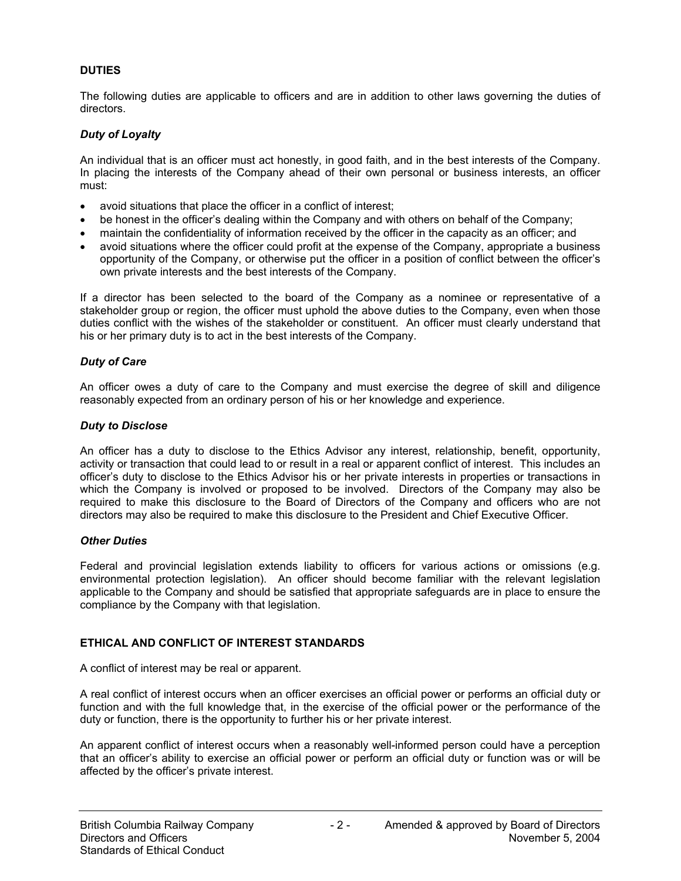## DUTIES

The following duties are applicable to officers and are in addition to other laws governing the duties of directors.

### *Duty of Loyalty*

An individual that is an officer must act honestly, in good faith, and in the best interests of the Company. In placing the interests of the Company ahead of their own personal or business interests, an officer must:

- avoid situations that place the officer in a conflict of interest;
- be honest in the officer's dealing within the Company and with others on behalf of the Company;
- maintain the confidentiality of information received by the officer in the capacity as an officer; and
- avoid situations where the officer could profit at the expense of the Company, appropriate a business opportunity of the Company, or otherwise put the officer in a position of conflict between the officer's own private interests and the best interests of the Company.

If a director has been selected to the board of the Company as a nominee or representative of a stakeholder group or region, the officer must uphold the above duties to the Company, even when those duties conflict with the wishes of the stakeholder or constituent. An officer must clearly understand that his or her primary duty is to act in the best interests of the Company.

### *Duty of Care*

An officer owes a duty of care to the Company and must exercise the degree of skill and diligence reasonably expected from an ordinary person of his or her knowledge and experience.

### *Duty to Disclose*

An officer has a duty to disclose to the Ethics Advisor any interest, relationship, benefit, opportunity, activity or transaction that could lead to or result in a real or apparent conflict of interest. This includes an officer's duty to disclose to the Ethics Advisor his or her private interests in properties or transactions in which the Company is involved or proposed to be involved. Directors of the Company may also be required to make this disclosure to the Board of Directors of the Company and officers who are not directors may also be required to make this disclosure to the President and Chief Executive Officer.

### *Other Duties*

Federal and provincial legislation extends liability to officers for various actions or omissions (e.g. environmental protection legislation). An officer should become familiar with the relevant legislation applicable to the Company and should be satisfied that appropriate safeguards are in place to ensure the compliance by the Company with that legislation.

## ETHICAL AND CONFLICT OF INTEREST STANDARDS

A conflict of interest may be real or apparent.

A real conflict of interest occurs when an officer exercises an official power or performs an official duty or function and with the full knowledge that, in the exercise of the official power or the performance of the duty or function, there is the opportunity to further his or her private interest.

An apparent conflict of interest occurs when a reasonably well-informed person could have a perception that an officer's ability to exercise an official power or perform an official duty or function was or will be affected by the officer's private interest.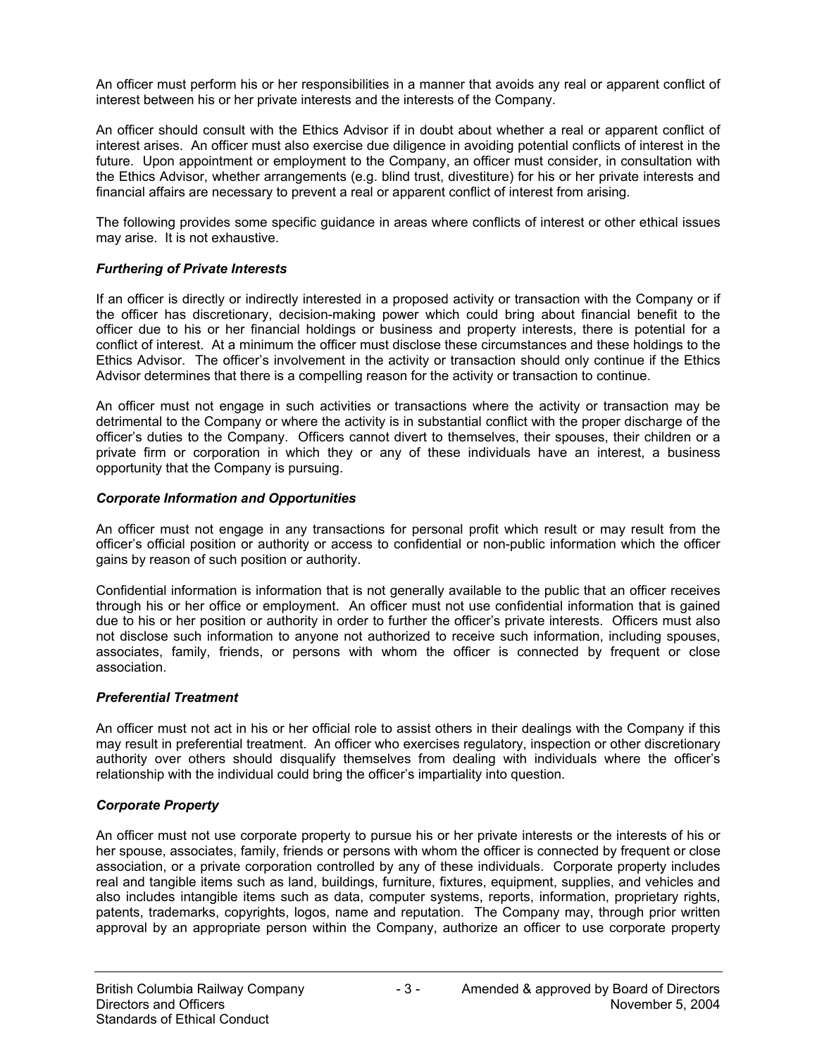An officer must perform his or her responsibilities in a manner that avoids any real or apparent conflict of interest between his or her private interests and the interests of the Company.

An officer should consult with the Ethics Advisor if in doubt about whether a real or apparent conflict of interest arises. An officer must also exercise due diligence in avoiding potential conflicts of interest in the future. Upon appointment or employment to the Company, an officer must consider, in consultation with the Ethics Advisor, whether arrangements (e.g. blind trust, divestiture) for his or her private interests and financial affairs are necessary to prevent a real or apparent conflict of interest from arising.

The following provides some specific guidance in areas where conflicts of interest or other ethical issues may arise. It is not exhaustive.

### *Furthering of Private Interests*

If an officer is directly or indirectly interested in a proposed activity or transaction with the Company or if the officer has discretionary, decision-making power which could bring about financial benefit to the officer due to his or her financial holdings or business and property interests, there is potential for a conflict of interest. At a minimum the officer must disclose these circumstances and these holdings to the Ethics Advisor. The officer's involvement in the activity or transaction should only continue if the Ethics Advisor determines that there is a compelling reason for the activity or transaction to continue.

An officer must not engage in such activities or transactions where the activity or transaction may be detrimental to the Company or where the activity is in substantial conflict with the proper discharge of the officer's duties to the Company. Officers cannot divert to themselves, their spouses, their children or a private firm or corporation in which they or any of these individuals have an interest, a business opportunity that the Company is pursuing.

### *Corporate Information and Opportunities*

An officer must not engage in any transactions for personal profit which result or may result from the officer's official position or authority or access to confidential or non-public information which the officer gains by reason of such position or authority.

Confidential information is information that is not generally available to the public that an officer receives through his or her office or employment. An officer must not use confidential information that is gained due to his or her position or authority in order to further the officer's private interests. Officers must also not disclose such information to anyone not authorized to receive such information, including spouses, associates, family, friends, or persons with whom the officer is connected by frequent or close association.

### *Preferential Treatment*

An officer must not act in his or her official role to assist others in their dealings with the Company if this may result in preferential treatment. An officer who exercises regulatory, inspection or other discretionary authority over others should disqualify themselves from dealing with individuals where the officer's relationship with the individual could bring the officer's impartiality into question.

### *Corporate Property*

An officer must not use corporate property to pursue his or her private interests or the interests of his or her spouse, associates, family, friends or persons with whom the officer is connected by frequent or close association, or a private corporation controlled by any of these individuals. Corporate property includes real and tangible items such as land, buildings, furniture, fixtures, equipment, supplies, and vehicles and also includes intangible items such as data, computer systems, reports, information, proprietary rights, patents, trademarks, copyrights, logos, name and reputation. The Company may, through prior written approval by an appropriate person within the Company, authorize an officer to use corporate property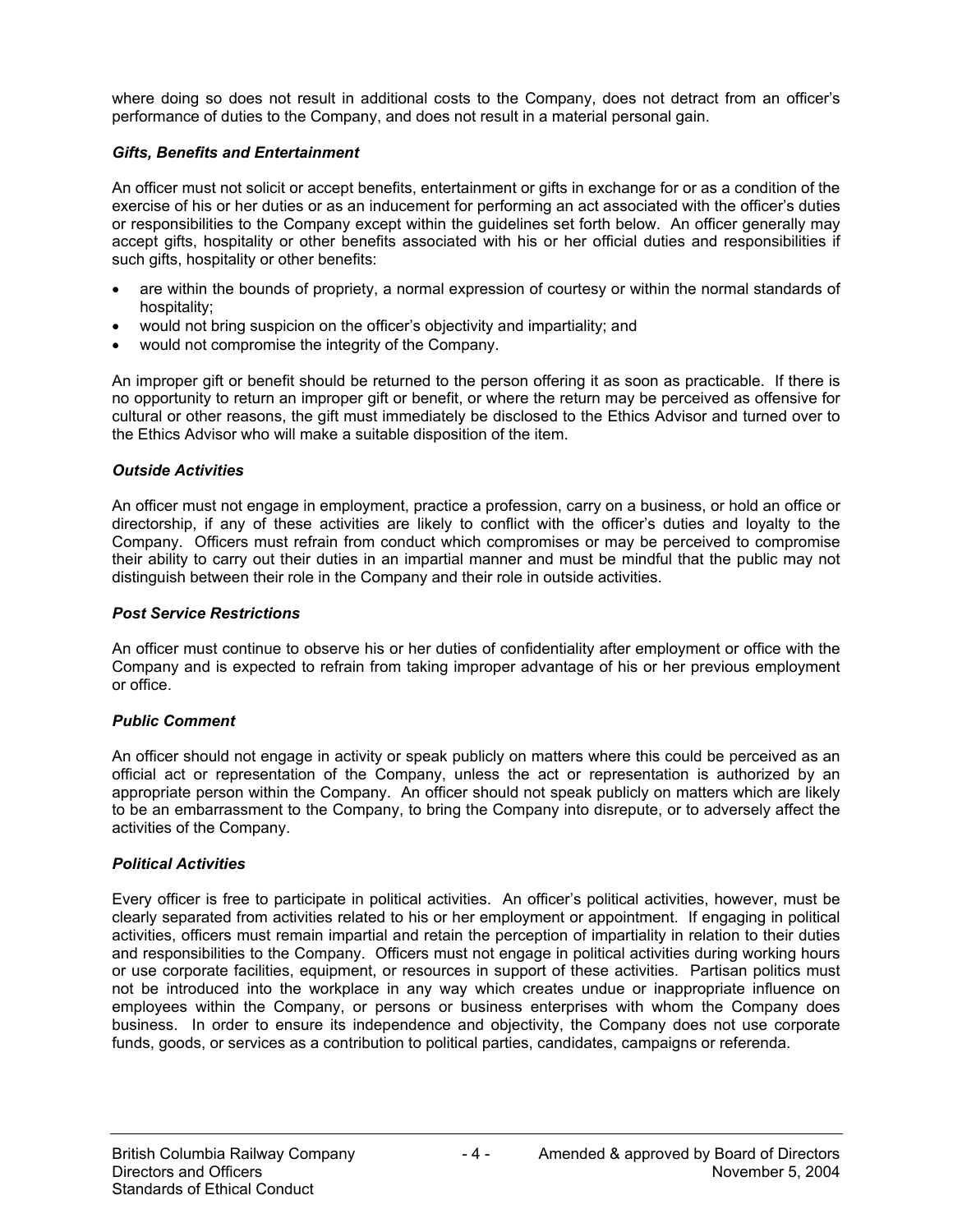where doing so does not result in additional costs to the Company, does not detract from an officer's performance of duties to the Company, and does not result in a material personal gain.

***Gifts, Benefits and Entertainment***

An officer must not solicit or accept benefits, entertainment or gifts in exchange for or as a condition of the exercise of his or her duties or as an inducement for performing an act associated with the officer's duties or responsibilities to the Company except within the guidelines set forth below. An officer generally may accept gifts, hospitality or other benefits associated with his or her official duties and responsibilities if such gifts, hospitality or other benefits:

- are within the bounds of propriety, a normal expression of courtesy or within the normal standards of hospitality;
- would not bring suspicion on the officer's objectivity and impartiality; and
- would not compromise the integrity of the Company.

An improper gift or benefit should be returned to the person offering it as soon as practicable. If there is no opportunity to return an improper gift or benefit, or where the return may be perceived as offensive for cultural or other reasons, the gift must immediately be disclosed to the Ethics Advisor and turned over to the Ethics Advisor who will make a suitable disposition of the item.

***Outside Activities***

An officer must not engage in employment, practice a profession, carry on a business, or hold an office or directorship, if any of these activities are likely to conflict with the officer's duties and loyalty to the Company. Officers must refrain from conduct which compromises or may be perceived to compromise their ability to carry out their duties in an impartial manner and must be mindful that the public may not distinguish between their role in the Company and their role in outside activities.

***Post Service Restrictions***

An officer must continue to observe his or her duties of confidentiality after employment or office with the Company and is expected to refrain from taking improper advantage of his or her previous employment or office.

***Public Comment***

An officer should not engage in activity or speak publicly on matters where this could be perceived as an official act or representation of the Company, unless the act or representation is authorized by an appropriate person within the Company. An officer should not speak publicly on matters which are likely to be an embarrassment to the Company, to bring the Company into disrepute, or to adversely affect the activities of the Company.

***Political Activities***

Every officer is free to participate in political activities. An officer's political activities, however, must be clearly separated from activities related to his or her employment or appointment. If engaging in political activities, officers must remain impartial and retain the perception of impartiality in relation to their duties and responsibilities to the Company. Officers must not engage in political activities during working hours or use corporate facilities, equipment, or resources in support of these activities. Partisan politics must not be introduced into the workplace in any way which creates undue or inappropriate influence on employees within the Company, or persons or business enterprises with whom the Company does business. In order to ensure its independence and objectivity, the Company does not use corporate funds, goods, or services as a contribution to political parties, candidates, campaigns or referenda.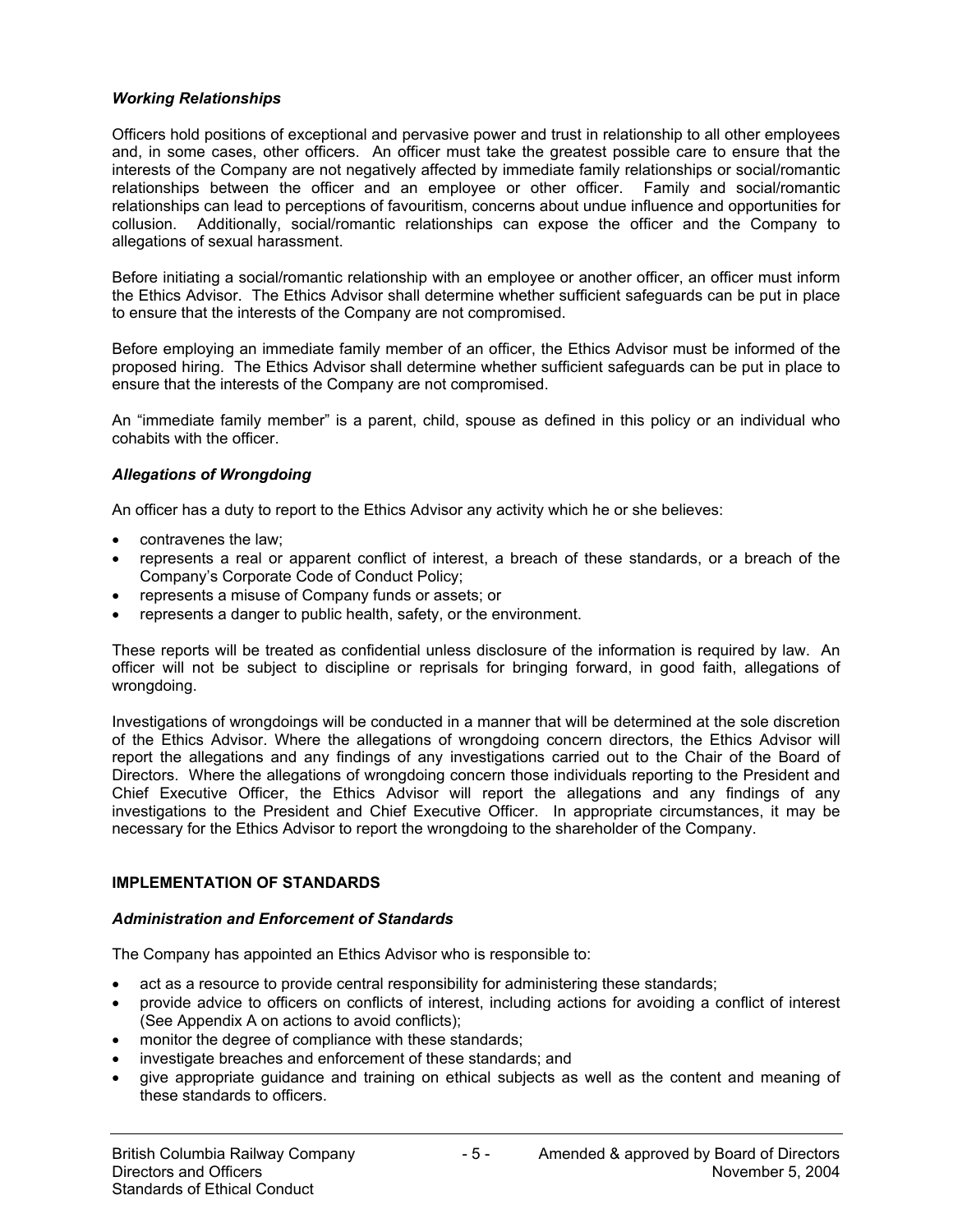### *Working Relationships*

Officers hold positions of exceptional and pervasive power and trust in relationship to all other employees and, in some cases, other officers. An officer must take the greatest possible care to ensure that the interests of the Company are not negatively affected by immediate family relationships or social/romantic relationships between the officer and an employee or other officer. Family and social/romantic relationships can lead to perceptions of favouritism, concerns about undue influence and opportunities for collusion. Additionally, social/romantic relationships can expose the officer and the Company to allegations of sexual harassment.

Before initiating a social/romantic relationship with an employee or another officer, an officer must inform the Ethics Advisor. The Ethics Advisor shall determine whether sufficient safeguards can be put in place to ensure that the interests of the Company are not compromised.

Before employing an immediate family member of an officer, the Ethics Advisor must be informed of the proposed hiring. The Ethics Advisor shall determine whether sufficient safeguards can be put in place to ensure that the interests of the Company are not compromised.

An "immediate family member" is a parent, child, spouse as defined in this policy or an individual who cohabits with the officer.

### *Allegations of Wrongdoing*

An officer has a duty to report to the Ethics Advisor any activity which he or she believes:

- contravenes the law;
- represents a real or apparent conflict of interest, a breach of these standards, or a breach of the Company's Corporate Code of Conduct Policy;
- represents a misuse of Company funds or assets; or
- represents a danger to public health, safety, or the environment.

These reports will be treated as confidential unless disclosure of the information is required by law. An officer will not be subject to discipline or reprisals for bringing forward, in good faith, allegations of wrongdoing.

Investigations of wrongdoings will be conducted in a manner that will be determined at the sole discretion of the Ethics Advisor. Where the allegations of wrongdoing concern directors, the Ethics Advisor will report the allegations and any findings of any investigations carried out to the Chair of the Board of Directors. Where the allegations of wrongdoing concern those individuals reporting to the President and Chief Executive Officer, the Ethics Advisor will report the allegations and any findings of any investigations to the President and Chief Executive Officer. In appropriate circumstances, it may be necessary for the Ethics Advisor to report the wrongdoing to the shareholder of the Company.

## IMPLEMENTATION OF STANDARDS

### *Administration and Enforcement of Standards*

The Company has appointed an Ethics Advisor who is responsible to:

- act as a resource to provide central responsibility for administering these standards;
- provide advice to officers on conflicts of interest, including actions for avoiding a conflict of interest (See Appendix A on actions to avoid conflicts);
- monitor the degree of compliance with these standards;
- investigate breaches and enforcement of these standards; and
- give appropriate guidance and training on ethical subjects as well as the content and meaning of these standards to officers.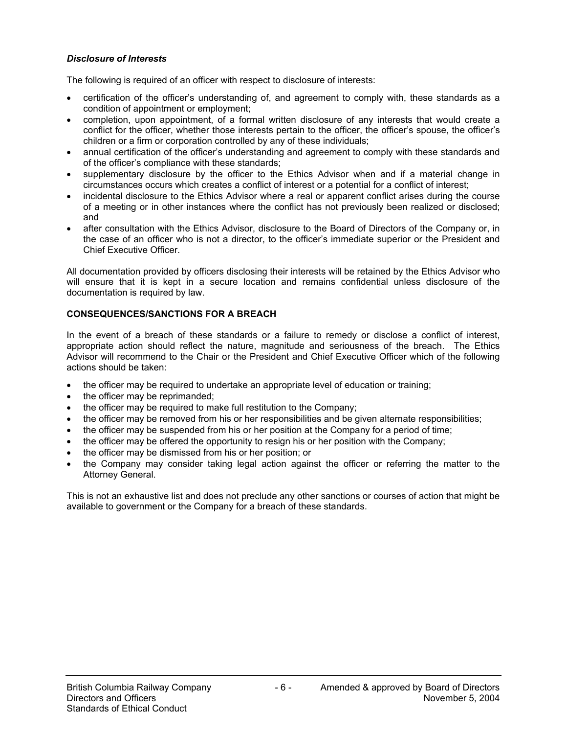***Disclosure of Interests***

The following is required of an officer with respect to disclosure of interests:

- certification of the officer's understanding of, and agreement to comply with, these standards as a condition of appointment or employment;
- completion, upon appointment, of a formal written disclosure of any interests that would create a conflict for the officer, whether those interests pertain to the officer, the officer's spouse, the officer's children or a firm or corporation controlled by any of these individuals;
- annual certification of the officer's understanding and agreement to comply with these standards and of the officer's compliance with these standards;
- supplementary disclosure by the officer to the Ethics Advisor when and if a material change in circumstances occurs which creates a conflict of interest or a potential for a conflict of interest;
- incidental disclosure to the Ethics Advisor where a real or apparent conflict arises during the course of a meeting or in other instances where the conflict has not previously been realized or disclosed; and
- after consultation with the Ethics Advisor, disclosure to the Board of Directors of the Company or, in the case of an officer who is not a director, to the officer's immediate superior or the President and Chief Executive Officer.

All documentation provided by officers disclosing their interests will be retained by the Ethics Advisor who will ensure that it is kept in a secure location and remains confidential unless disclosure of the documentation is required by law.

**CONSEQUENCES/SANCTIONS FOR A BREACH**

In the event of a breach of these standards or a failure to remedy or disclose a conflict of interest, appropriate action should reflect the nature, magnitude and seriousness of the breach. The Ethics Advisor will recommend to the Chair or the President and Chief Executive Officer which of the following actions should be taken:

- the officer may be required to undertake an appropriate level of education or training;
- the officer may be reprimanded;
- the officer may be required to make full restitution to the Company;
- the officer may be removed from his or her responsibilities and be given alternate responsibilities;
- the officer may be suspended from his or her position at the Company for a period of time;
- the officer may be offered the opportunity to resign his or her position with the Company;
- the officer may be dismissed from his or her position; or
- the Company may consider taking legal action against the officer or referring the matter to the Attorney General.

This is not an exhaustive list and does not preclude any other sanctions or courses of action that might be available to government or the Company for a breach of these standards.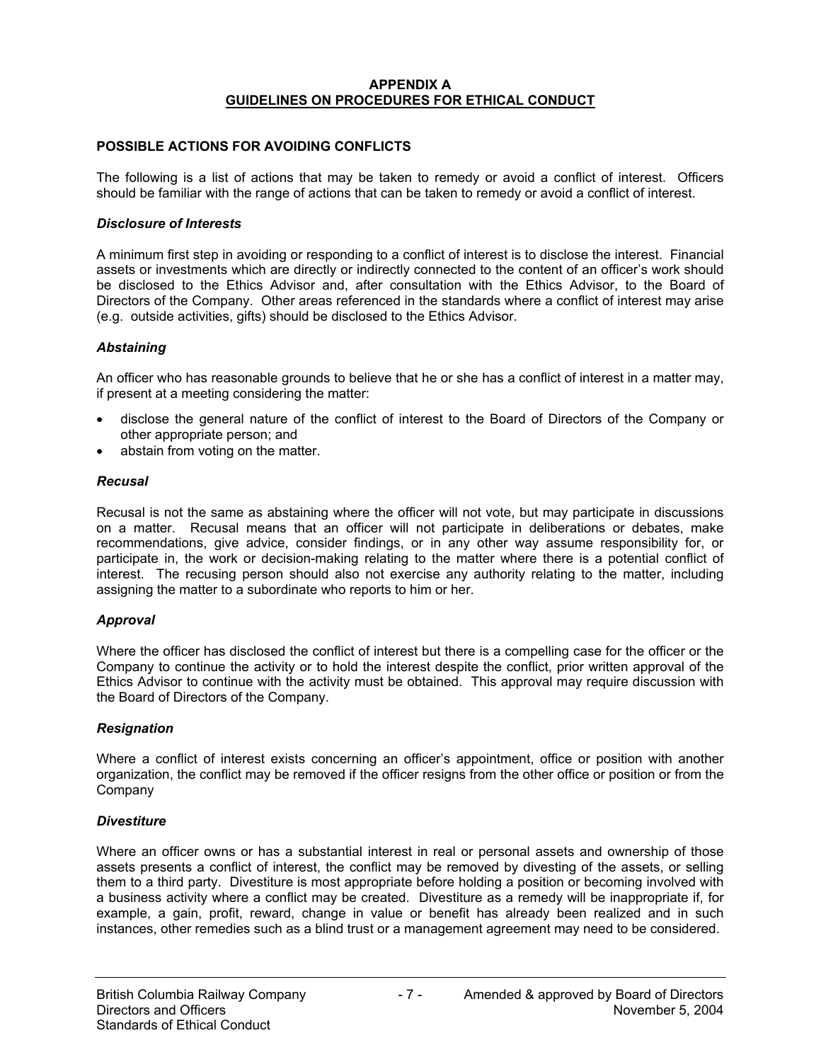# APPENDIX A
## GUIDELINES ON PROCEDURES FOR ETHICAL CONDUCT

### POSSIBLE ACTIONS FOR AVOIDING CONFLICTS

The following is a list of actions that may be taken to remedy or avoid a conflict of interest. Officers should be familiar with the range of actions that can be taken to remedy or avoid a conflict of interest.

#### *Disclosure of Interests*

A minimum first step in avoiding or responding to a conflict of interest is to disclose the interest. Financial assets or investments which are directly or indirectly connected to the content of an officer's work should be disclosed to the Ethics Advisor and, after consultation with the Ethics Advisor, to the Board of Directors of the Company. Other areas referenced in the standards where a conflict of interest may arise (e.g. outside activities, gifts) should be disclosed to the Ethics Advisor.

#### *Abstaining*

An officer who has reasonable grounds to believe that he or she has a conflict of interest in a matter may, if present at a meeting considering the matter:

- disclose the general nature of the conflict of interest to the Board of Directors of the Company or other appropriate person; and
- abstain from voting on the matter.

#### *Recusal*

Recusal is not the same as abstaining where the officer will not vote, but may participate in discussions on a matter. Recusal means that an officer will not participate in deliberations or debates, make recommendations, give advice, consider findings, or in any other way assume responsibility for, or participate in, the work or decision-making relating to the matter where there is a potential conflict of interest. The recusing person should also not exercise any authority relating to the matter, including assigning the matter to a subordinate who reports to him or her.

#### *Approval*

Where the officer has disclosed the conflict of interest but there is a compelling case for the officer or the Company to continue the activity or to hold the interest despite the conflict, prior written approval of the Ethics Advisor to continue with the activity must be obtained. This approval may require discussion with the Board of Directors of the Company.

#### *Resignation*

Where a conflict of interest exists concerning an officer's appointment, office or position with another organization, the conflict may be removed if the officer resigns from the other office or position or from the Company

#### *Divestiture*

Where an officer owns or has a substantial interest in real or personal assets and ownership of those assets presents a conflict of interest, the conflict may be removed by divesting of the assets, or selling them to a third party. Divestiture is most appropriate before holding a position or becoming involved with a business activity where a conflict may be created. Divestiture as a remedy will be inappropriate if, for example, a gain, profit, reward, change in value or benefit has already been realized and in such instances, other remedies such as a blind trust or a management agreement may need to be considered.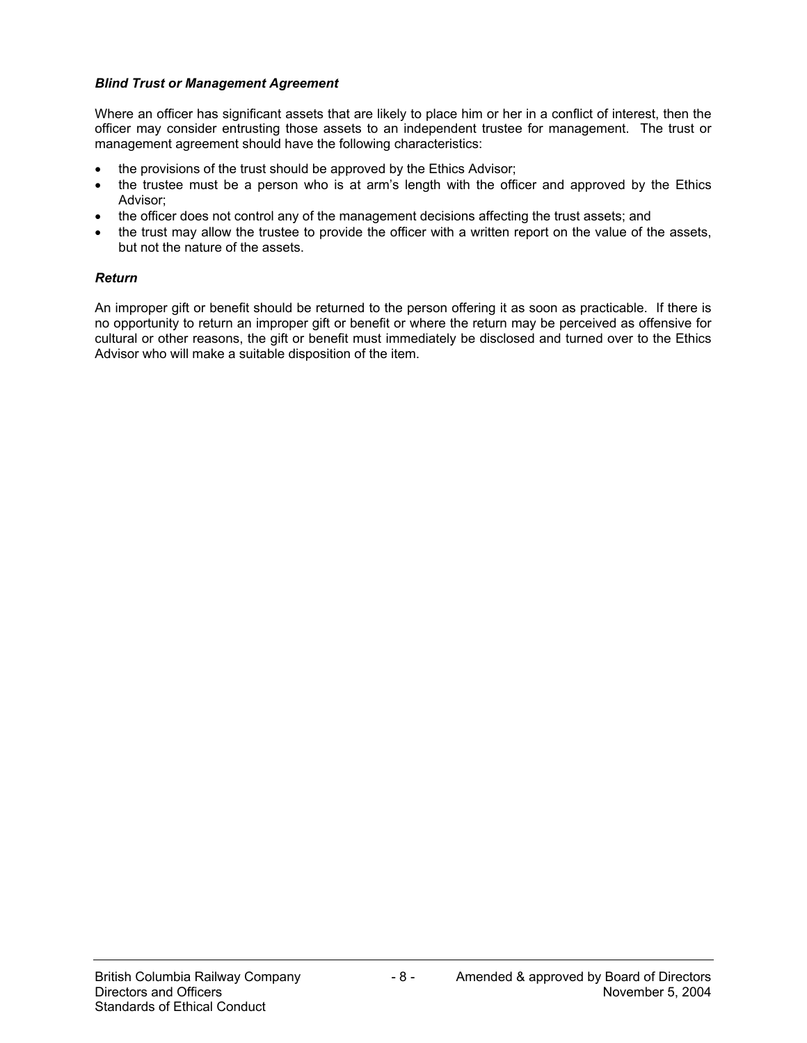### *Blind Trust or Management Agreement*

Where an officer has significant assets that are likely to place him or her in a conflict of interest, then the officer may consider entrusting those assets to an independent trustee for management. The trust or management agreement should have the following characteristics:

- the provisions of the trust should be approved by the Ethics Advisor;
- the trustee must be a person who is at arm's length with the officer and approved by the Ethics Advisor;
- the officer does not control any of the management decisions affecting the trust assets; and
- the trust may allow the trustee to provide the officer with a written report on the value of the assets, but not the nature of the assets.

### *Return*

An improper gift or benefit should be returned to the person offering it as soon as practicable. If there is no opportunity to return an improper gift or benefit or where the return may be perceived as offensive for cultural or other reasons, the gift or benefit must immediately be disclosed and turned over to the Ethics Advisor who will make a suitable disposition of the item.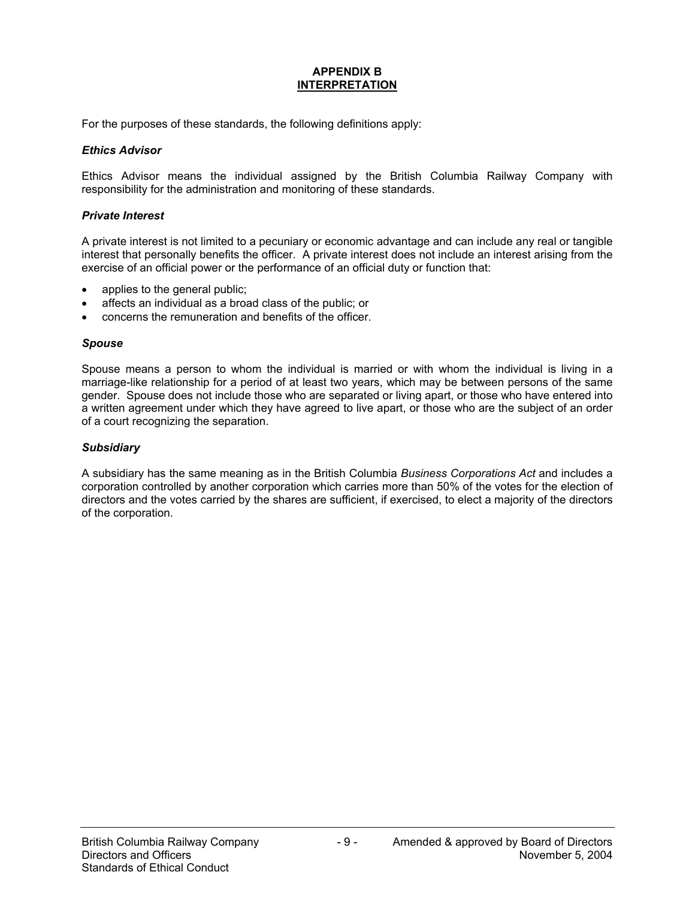# APPENDIX B
## INTERPRETATION

For the purposes of these standards, the following definitions apply:

***Ethics Advisor***

Ethics Advisor means the individual assigned by the British Columbia Railway Company with responsibility for the administration and monitoring of these standards.

***Private Interest***

A private interest is not limited to a pecuniary or economic advantage and can include any real or tangible interest that personally benefits the officer. A private interest does not include an interest arising from the exercise of an official power or the performance of an official duty or function that:

- applies to the general public;
- affects an individual as a broad class of the public; or
- concerns the remuneration and benefits of the officer.

***Spouse***

Spouse means a person to whom the individual is married or with whom the individual is living in a marriage-like relationship for a period of at least two years, which may be between persons of the same gender. Spouse does not include those who are separated or living apart, or those who have entered into a written agreement under which they have agreed to live apart, or those who are the subject of an order of a court recognizing the separation.

***Subsidiary***

A subsidiary has the same meaning as in the British Columbia *Business Corporations Act* and includes a corporation controlled by another corporation which carries more than 50% of the votes for the election of directors and the votes carried by the shares are sufficient, if exercised, to elect a majority of the directors of the corporation.